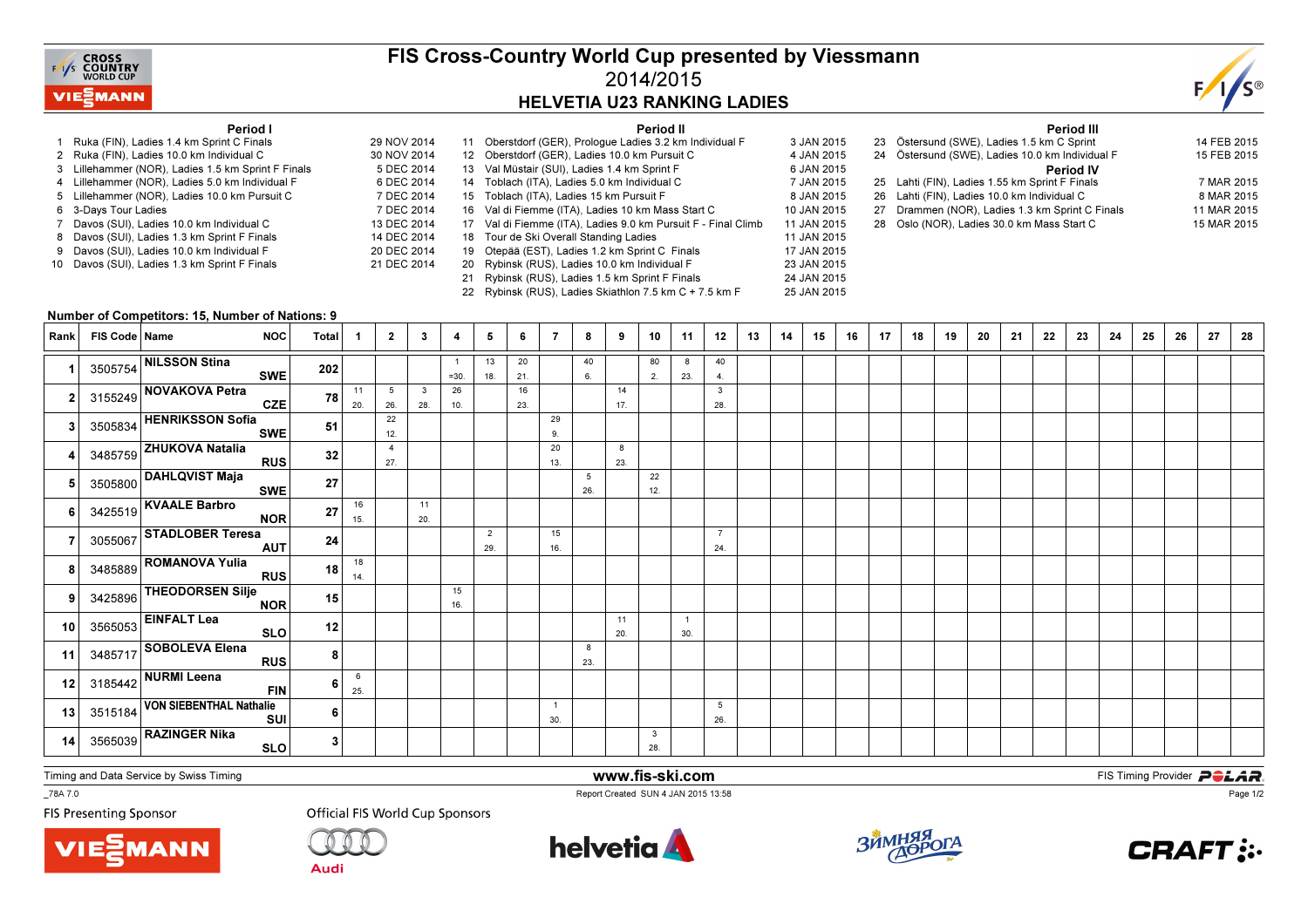# FIS Cross-Country World Cup presented by Viessmann

## 2014/2015

## HELVETIA U23 RANKING LADIES

### Period I

1. Ruka (FIN), Ladies 1.4 km Sprint C Finals — 29 NOV 2014
2. Ruka (FIN), Ladies 10.0 km Individual C — 30 NOV 2014
3. Lillehammer (NOR), Ladies 1.5 km Sprint F Finals — 5 DEC 2014
4. Lillehammer (NOR), Ladies 5.0 km Individual F — 6 DEC 2014
5. Lillehammer (NOR), Ladies 10.0 km Pursuit C — 7 DEC 2014
6. 3-Days Tour Ladies — 7 DEC 2014
7. Davos (SUI), Ladies 10.0 km Individual C — 13 DEC 2014
8. Davos (SUI), Ladies 1.3 km Sprint F Finals — 14 DEC 2014
9. Davos (SUI), Ladies 10.0 km Individual F — 20 DEC 2014
10. Davos (SUI), Ladies 1.3 km Sprint F Finals — 21 DEC 2014

### Period II

11. Oberstdorf (GER), Prologue Ladies 3.2 km Individual F — 3 JAN 2015
12. Oberstdorf (GER), Ladies 10.0 km Pursuit C — 4 JAN 2015
13. Val Müstair (SUI), Ladies 1.4 km Sprint F — 6 JAN 2015
14. Toblach (ITA), Ladies 5.0 km Individual C — 7 JAN 2015
15. Toblach (ITA), Ladies 15 km Pursuit F — 8 JAN 2015
16. Val di Fiemme (ITA), Ladies 10 km Mass Start C — 10 JAN 2015
17. Val di Fiemme (ITA), Ladies 9.0 km Pursuit F - Final Climb — 11 JAN 2015
18. Tour de Ski Overall Standing Ladies — 11 JAN 2015
19. Otepää (EST), Ladies 1.2 km Sprint C Finals — 17 JAN 2015
20. Rybinsk (RUS), Ladies 10.0 km Individual F — 23 JAN 2015
21. Rybinsk (RUS), Ladies 1.5 km Sprint F Finals — 24 JAN 2015
22. Rybinsk (RUS), Ladies Skiathlon 7.5 km C + 7.5 km F — 25 JAN 2015

### Period III

23. Östersund (SWE), Ladies 1.5 km C Sprint — 14 FEB 2015
24. Östersund (SWE), Ladies 10.0 km Individual F — 15 FEB 2015

### Period IV

25. Lahti (FIN), Ladies 1.55 km Sprint F Finals — 7 MAR 2015
26. Lahti (FIN), Ladies 10.0 km Individual C — 8 MAR 2015
27. Drammen (NOR), Ladies 1.3 km Sprint C Finals — 11 MAR 2015
28. Oslo (NOR), Ladies 30.0 km Mass Start C — 15 MAR 2015

**Number of Competitors: 15, Number of Nations: 9**

| Rank | FIS Code | Name | NOC | Total | 1 | 2 | 3 | 4 | 5 | 6 | 7 | 8 | 9 | 10 | 11 | 12 | 13 | 14 | 15 | 16 | 17 | 18 | 19 | 20 | 21 | 22 | 23 | 24 | 25 | 26 | 27 | 28 |
|---|---|---|---|---|---|---|---|---|---|---|---|---|---|---|---|---|---|---|---|---|---|---|---|---|---|---|---|---|---|---|---|---|
| 1 | 3505754 | NILSSON Stina | SWE | 202 | | | | 1 =30. | 13 18. | 20 21. | | 40 6. | | 80 2. | 8 23. | 40 4. | | | | | | | | | | | | | | | | |
| 2 | 3155249 | NOVAKOVA Petra | CZE | 78 | 11 20. | 5 26. | 3 28. | 26 10. | | 16 23. | | | 14 17. | | | 3 28. | | | | | | | | | | | | | | | | |
| 3 | 3505834 | HENRIKSSON Sofia | SWE | 51 | | 22 12. | | | | | 29 9. | | | | | | | | | | | | | | | | | | | | | |
| 4 | 3485759 | ZHUKOVA Natalia | RUS | 32 | | 4 27. | | | | | 20 13. | | 8 23. | | | | | | | | | | | | | | | | | | | |
| 5 | 3505800 | DAHLQVIST Maja | SWE | 27 | | | | | | | | 5 26. | | 22 12. | | | | | | | | | | | | | | | | | | |
| 6 | 3425519 | KVAALE Barbro | NOR | 27 | 16 15. | | 11 20. | | | | | | | | | | | | | | | | | | | | | | | | | |
| 7 | 3055067 | STADLOBER Teresa | AUT | 24 | | | | | 2 29. | | 15 16. | | | | | 7 24. | | | | | | | | | | | | | | | | |
| 8 | 3485889 | ROMANOVA Yulia | RUS | 18 | 18 14. | | | | | | | | | | | | | | | | | | | | | | | | | | | |
| 9 | 3425896 | THEODORSEN Silje | NOR | 15 | | | | 15 16. | | | | | | | | | | | | | | | | | | | | | | | | |
| 10 | 3565053 | EINFALT Lea | SLO | 12 | | | | | | | | | 11 20. | | 1 30. | | | | | | | | | | | | | | | | | |
| 11 | 3485717 | SOBOLEVA Elena | RUS | 8 | | | | | | | | 8 23. | | | | | | | | | | | | | | | | | | | | |
| 12 | 3185442 | NURMI Leena | FIN | 6 | 6 25. | | | | | | | | | | | | | | | | | | | | | | | | | | | |
| 13 | 3515184 | VON SIEBENTHAL Nathalie | SUI | 6 | | | | | | | 1 30. | | | | | 5 26. | | | | | | | | | | | | | | | | |
| 14 | 3565039 | RAZINGER Nika | SLO | 3 | | | | | | | | | | 3 28. | | | | | | | | | | | | | | | | | | |

Timing and Data Service by Swiss Timing

www.fis-ski.com

FIS Timing Provider POLAR

_78A 7.0

Report Created SUN 4 JAN 2015 13:58

FIS Presenting Sponsor

Official FIS World Cup Sponsors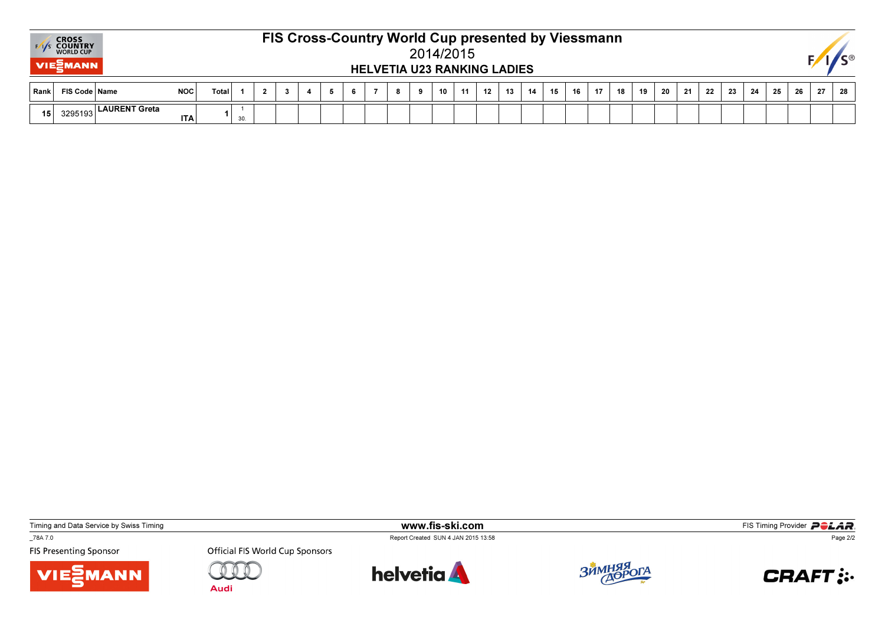# FIS Cross-Country World Cup presented by Viessmann

2014/2015

## HELVETIA U23 RANKING LADIES

| Rank | FIS Code | Name | NOC | Total | 1 | 2 | 3 | 4 | 5 | 6 | 7 | 8 | 9 | 10 | 11 | 12 | 13 | 14 | 15 | 16 | 17 | 18 | 19 | 20 | 21 | 22 | 23 | 24 | 25 | 26 | 27 | 28 |
|---|---|---|---|---|---|---|---|---|---|---|---|---|---|---|---|---|---|---|---|---|---|---|---|---|---|---|---|---|---|---|---|---|
| 15 | 3295193 | LAURENT Greta | ITA | 1 | 1 30. | | | | | | | | | | | | | | | | | | | | | | | | | | | |

Timing and Data Service by Swiss Timing

www.fis-ski.com

FIS Timing Provider POLAR

_78A 7.0

Report Created SUN 4 JAN 2015 13:58

FIS Presenting Sponsor

Official FIS World Cup Sponsors